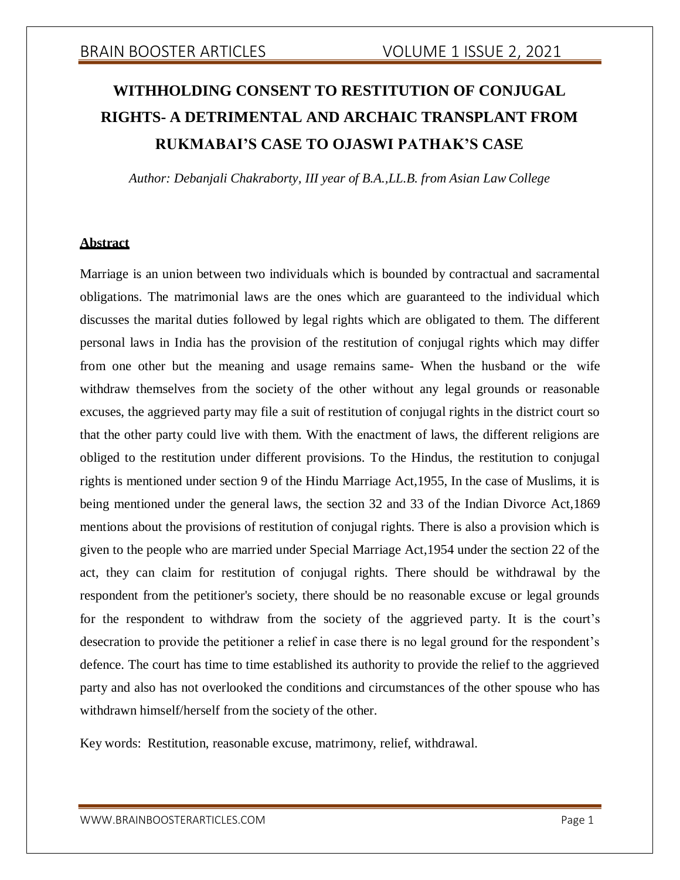# WITHHOLDING CONSENT TO RESTITUTION OF CONJUGAL RIGHTS- A DETRIMENTAL AND ARCHAIC TRANSPLANT FROM RUKMABAI'S CASE TO OJASWI PATHAK'S CASE

*Author: Debanjali Chakraborty, III year of B.A.,LL.B. from Asian Law College*

## Abstract

Marriage is an union between two individuals which is bounded by contractual and sacramental obligations. The matrimonial laws are the ones which are guaranteed to the individual which discusses the marital duties followed by legal rights which are obligated to them. The different personal laws in India has the provision of the restitution of conjugal rights which may differ from one other but the meaning and usage remains same- When the husband or the wife withdraw themselves from the society of the other without any legal grounds or reasonable excuses, the aggrieved party may file a suit of restitution of conjugal rights in the district court so that the other party could live with them. With the enactment of laws, the different religions are obliged to the restitution under different provisions. To the Hindus, the restitution to conjugal rights is mentioned under section 9 of the Hindu Marriage Act,1955, In the case of Muslims, it is being mentioned under the general laws, the section 32 and 33 of the Indian Divorce Act,1869 mentions about the provisions of restitution of conjugal rights. There is also a provision which is given to the people who are married under Special Marriage Act,1954 under the section 22 of the act, they can claim for restitution of conjugal rights. There should be withdrawal by the respondent from the petitioner's society, there should be no reasonable excuse or legal grounds for the respondent to withdraw from the society of the aggrieved party. It is the court's desecration to provide the petitioner a relief in case there is no legal ground for the respondent's defence. The court has time to time established its authority to provide the relief to the aggrieved party and also has not overlooked the conditions and circumstances of the other spouse who has withdrawn himself/herself from the society of the other.

Key words: Restitution, reasonable excuse, matrimony, relief, withdrawal.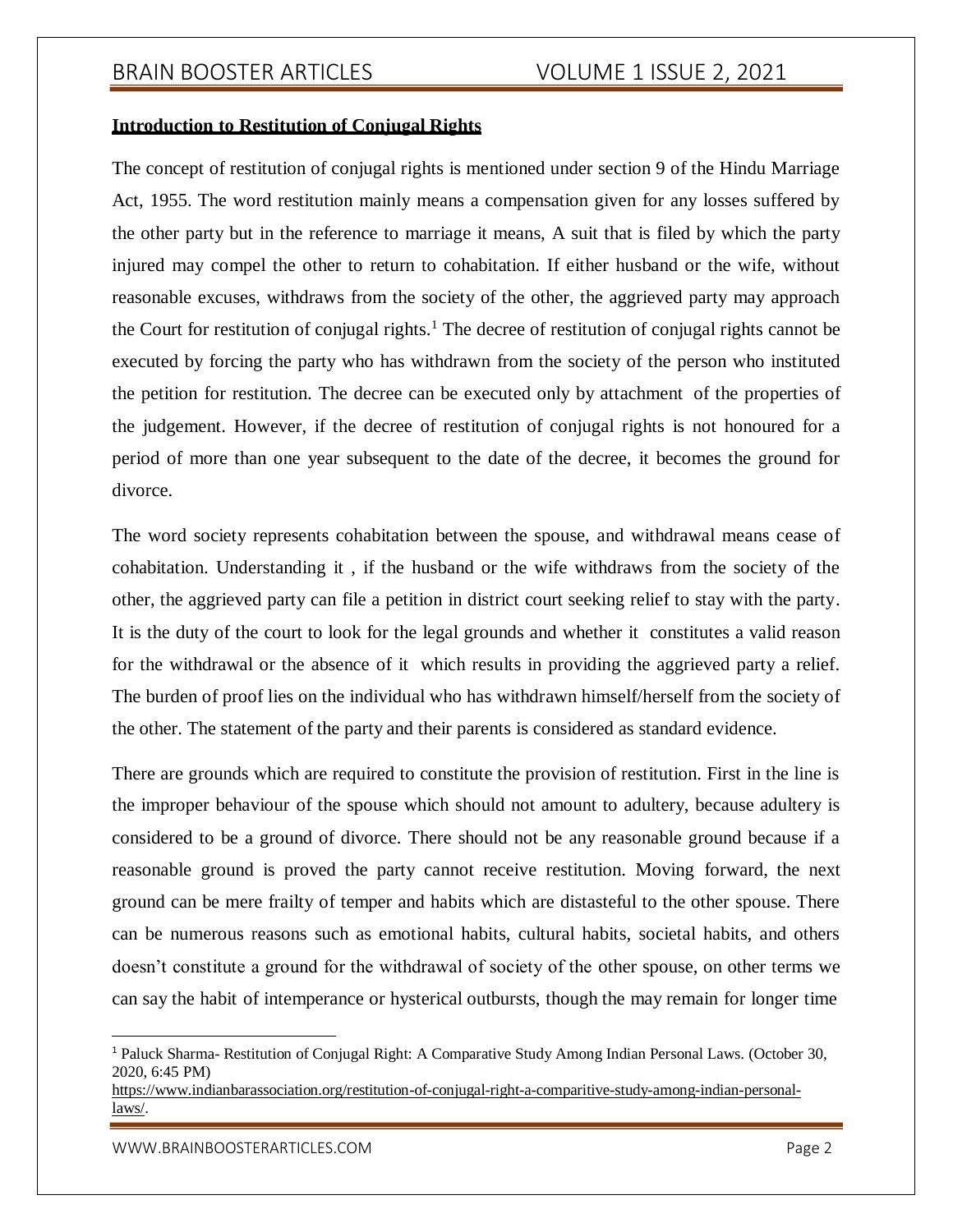**Introduction to Restitution of Conjugal Rights**

The concept of restitution of conjugal rights is mentioned under section 9 of the Hindu Marriage Act, 1955. The word restitution mainly means a compensation given for any losses suffered by the other party but in the reference to marriage it means, A suit that is filed by which the party injured may compel the other to return to cohabitation. If either husband or the wife, without reasonable excuses, withdraws from the society of the other, the aggrieved party may approach the Court for restitution of conjugal rights.[1] The decree of restitution of conjugal rights cannot be executed by forcing the party who has withdrawn from the society of the person who instituted the petition for restitution. The decree can be executed only by attachment of the properties of the judgement. However, if the decree of restitution of conjugal rights is not honoured for a period of more than one year subsequent to the date of the decree, it becomes the ground for divorce.

The word society represents cohabitation between the spouse, and withdrawal means cease of cohabitation. Understanding it , if the husband or the wife withdraws from the society of the other, the aggrieved party can file a petition in district court seeking relief to stay with the party. It is the duty of the court to look for the legal grounds and whether it constitutes a valid reason for the withdrawal or the absence of it which results in providing the aggrieved party a relief. The burden of proof lies on the individual who has withdrawn himself/herself from the society of the other. The statement of the party and their parents is considered as standard evidence.

There are grounds which are required to constitute the provision of restitution. First in the line is the improper behaviour of the spouse which should not amount to adultery, because adultery is considered to be a ground of divorce. There should not be any reasonable ground because if a reasonable ground is proved the party cannot receive restitution. Moving forward, the next ground can be mere frailty of temper and habits which are distasteful to the other spouse. There can be numerous reasons such as emotional habits, cultural habits, societal habits, and others doesn't constitute a ground for the withdrawal of society of the other spouse, on other terms we can say the habit of intemperance or hysterical outbursts, though the may remain for longer time

---

[1] Paluck Sharma- Restitution of Conjugal Right: A Comparative Study Among Indian Personal Laws. (October 30, 2020, 6:45 PM) https://www.indianbarassociation.org/restitution-of-conjugal-right-a-comparitive-study-among-indian-personal-laws/.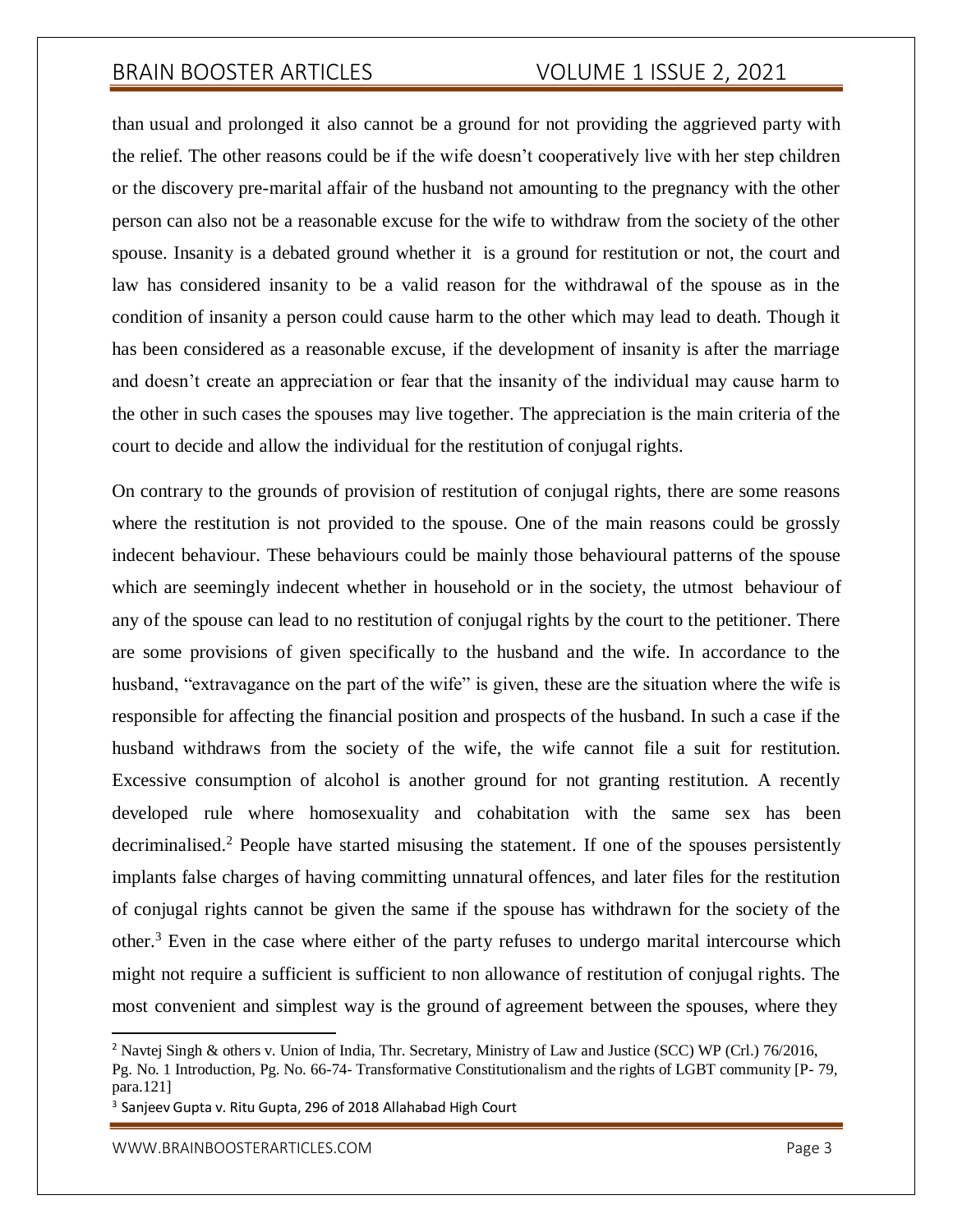than usual and prolonged it also cannot be a ground for not providing the aggrieved party with the relief. The other reasons could be if the wife doesn't cooperatively live with her step children or the discovery pre-marital affair of the husband not amounting to the pregnancy with the other person can also not be a reasonable excuse for the wife to withdraw from the society of the other spouse. Insanity is a debated ground whether it is a ground for restitution or not, the court and law has considered insanity to be a valid reason for the withdrawal of the spouse as in the condition of insanity a person could cause harm to the other which may lead to death. Though it has been considered as a reasonable excuse, if the development of insanity is after the marriage and doesn't create an appreciation or fear that the insanity of the individual may cause harm to the other in such cases the spouses may live together. The appreciation is the main criteria of the court to decide and allow the individual for the restitution of conjugal rights.

On contrary to the grounds of provision of restitution of conjugal rights, there are some reasons where the restitution is not provided to the spouse. One of the main reasons could be grossly indecent behaviour. These behaviours could be mainly those behavioural patterns of the spouse which are seemingly indecent whether in household or in the society, the utmost behaviour of any of the spouse can lead to no restitution of conjugal rights by the court to the petitioner. There are some provisions of given specifically to the husband and the wife. In accordance to the husband, "extravagance on the part of the wife" is given, these are the situation where the wife is responsible for affecting the financial position and prospects of the husband. In such a case if the husband withdraws from the society of the wife, the wife cannot file a suit for restitution. Excessive consumption of alcohol is another ground for not granting restitution. A recently developed rule where homosexuality and cohabitation with the same sex has been decriminalised.[2] People have started misusing the statement. If one of the spouses persistently implants false charges of having committing unnatural offences, and later files for the restitution of conjugal rights cannot be given the same if the spouse has withdrawn for the society of the other.[3] Even in the case where either of the party refuses to undergo marital intercourse which might not require a sufficient is sufficient to non allowance of restitution of conjugal rights. The most convenient and simplest way is the ground of agreement between the spouses, where they

---

[2] Navtej Singh & others v. Union of India, Thr. Secretary, Ministry of Law and Justice (SCC) WP (Crl.) 76/2016, Pg. No. 1 Introduction, Pg. No. 66-74- Transformative Constitutionalism and the rights of LGBT community [P- 79, para.121]

[3] Sanjeev Gupta v. Ritu Gupta, 296 of 2018 Allahabad High Court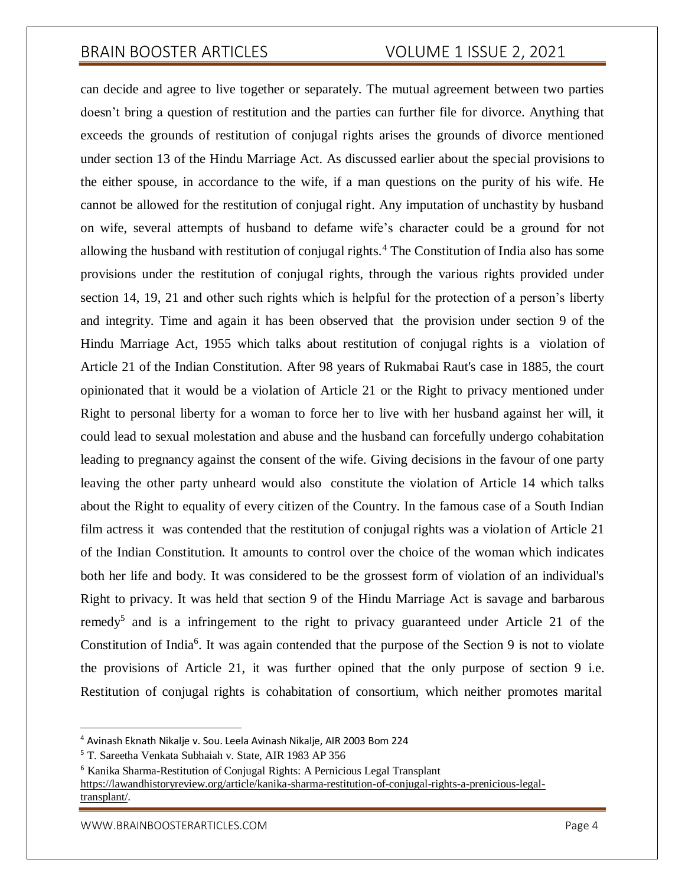can decide and agree to live together or separately. The mutual agreement between two parties doesn't bring a question of restitution and the parties can further file for divorce. Anything that exceeds the grounds of restitution of conjugal rights arises the grounds of divorce mentioned under section 13 of the Hindu Marriage Act. As discussed earlier about the special provisions to the either spouse, in accordance to the wife, if a man questions on the purity of his wife. He cannot be allowed for the restitution of conjugal right. Any imputation of unchastity by husband on wife, several attempts of husband to defame wife's character could be a ground for not allowing the husband with restitution of conjugal rights.[4] The Constitution of India also has some provisions under the restitution of conjugal rights, through the various rights provided under section 14, 19, 21 and other such rights which is helpful for the protection of a person's liberty and integrity. Time and again it has been observed that the provision under section 9 of the Hindu Marriage Act, 1955 which talks about restitution of conjugal rights is a violation of Article 21 of the Indian Constitution. After 98 years of Rukmabai Raut's case in 1885, the court opinionated that it would be a violation of Article 21 or the Right to privacy mentioned under Right to personal liberty for a woman to force her to live with her husband against her will, it could lead to sexual molestation and abuse and the husband can forcefully undergo cohabitation leading to pregnancy against the consent of the wife. Giving decisions in the favour of one party leaving the other party unheard would also constitute the violation of Article 14 which talks about the Right to equality of every citizen of the Country. In the famous case of a South Indian film actress it was contended that the restitution of conjugal rights was a violation of Article 21 of the Indian Constitution. It amounts to control over the choice of the woman which indicates both her life and body. It was considered to be the grossest form of violation of an individual's Right to privacy. It was held that section 9 of the Hindu Marriage Act is savage and barbarous remedy[5] and is a infringement to the right to privacy guaranteed under Article 21 of the Constitution of India[6]. It was again contended that the purpose of the Section 9 is not to violate the provisions of Article 21, it was further opined that the only purpose of section 9 i.e. Restitution of conjugal rights is cohabitation of consortium, which neither promotes marital

---

[4] Avinash Eknath Nikalje v. Sou. Leela Avinash Nikalje, AIR 2003 Bom 224

[5] T. Sareetha Venkata Subhaiah v. State, AIR 1983 AP 356

[6] Kanika Sharma-Restitution of Conjugal Rights: A Pernicious Legal Transplant https://lawandhistoryreview.org/article/kanika-sharma-restitution-of-conjugal-rights-a-prenicious-legal-transplant/.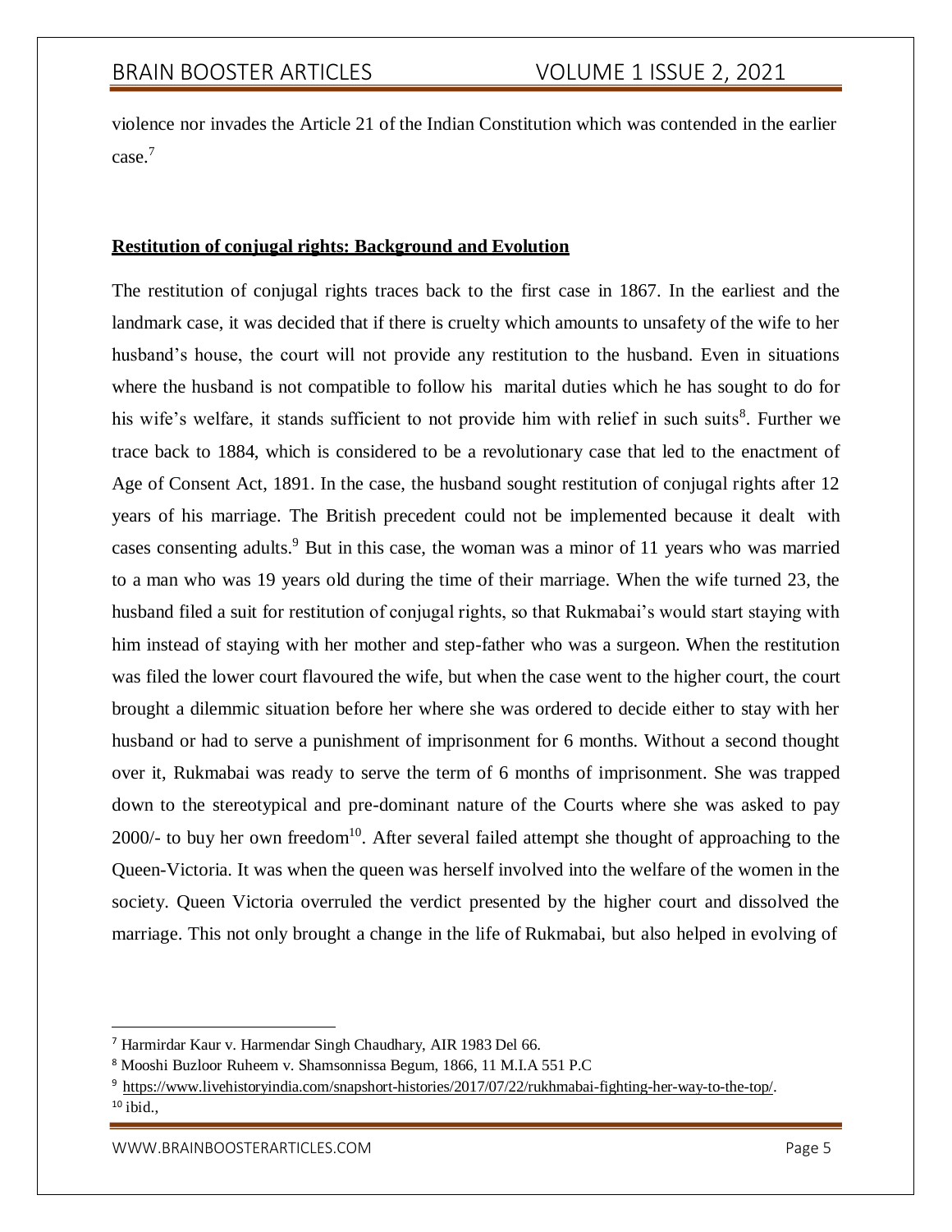violence nor invades the Article 21 of the Indian Constitution which was contended in the earlier case.[7]

**Restitution of conjugal rights: Background and Evolution**

The restitution of conjugal rights traces back to the first case in 1867. In the earliest and the landmark case, it was decided that if there is cruelty which amounts to unsafety of the wife to her husband's house, the court will not provide any restitution to the husband. Even in situations where the husband is not compatible to follow his marital duties which he has sought to do for his wife's welfare, it stands sufficient to not provide him with relief in such suits[8]. Further we trace back to 1884, which is considered to be a revolutionary case that led to the enactment of Age of Consent Act, 1891. In the case, the husband sought restitution of conjugal rights after 12 years of his marriage. The British precedent could not be implemented because it dealt with cases consenting adults.[9] But in this case, the woman was a minor of 11 years who was married to a man who was 19 years old during the time of their marriage. When the wife turned 23, the husband filed a suit for restitution of conjugal rights, so that Rukmabai's would start staying with him instead of staying with her mother and step-father who was a surgeon. When the restitution was filed the lower court flavoured the wife, but when the case went to the higher court, the court brought a dilemmic situation before her where she was ordered to decide either to stay with her husband or had to serve a punishment of imprisonment for 6 months. Without a second thought over it, Rukmabai was ready to serve the term of 6 months of imprisonment. She was trapped down to the stereotypical and pre-dominant nature of the Courts where she was asked to pay 2000/- to buy her own freedom[10]. After several failed attempt she thought of approaching to the Queen-Victoria. It was when the queen was herself involved into the welfare of the women in the society. Queen Victoria overruled the verdict presented by the higher court and dissolved the marriage. This not only brought a change in the life of Rukmabai, but also helped in evolving of

---

[7] Harmirdar Kaur v. Harmendar Singh Chaudhary, AIR 1983 Del 66.

[8] Mooshi Buzloor Ruheem v. Shamsonnissa Begum, 1866, 11 M.I.A 551 P.C

[9] https://www.livehistoryindia.com/snapshort-histories/2017/07/22/rukhmabai-fighting-her-way-to-the-top/.

[10] ibid.,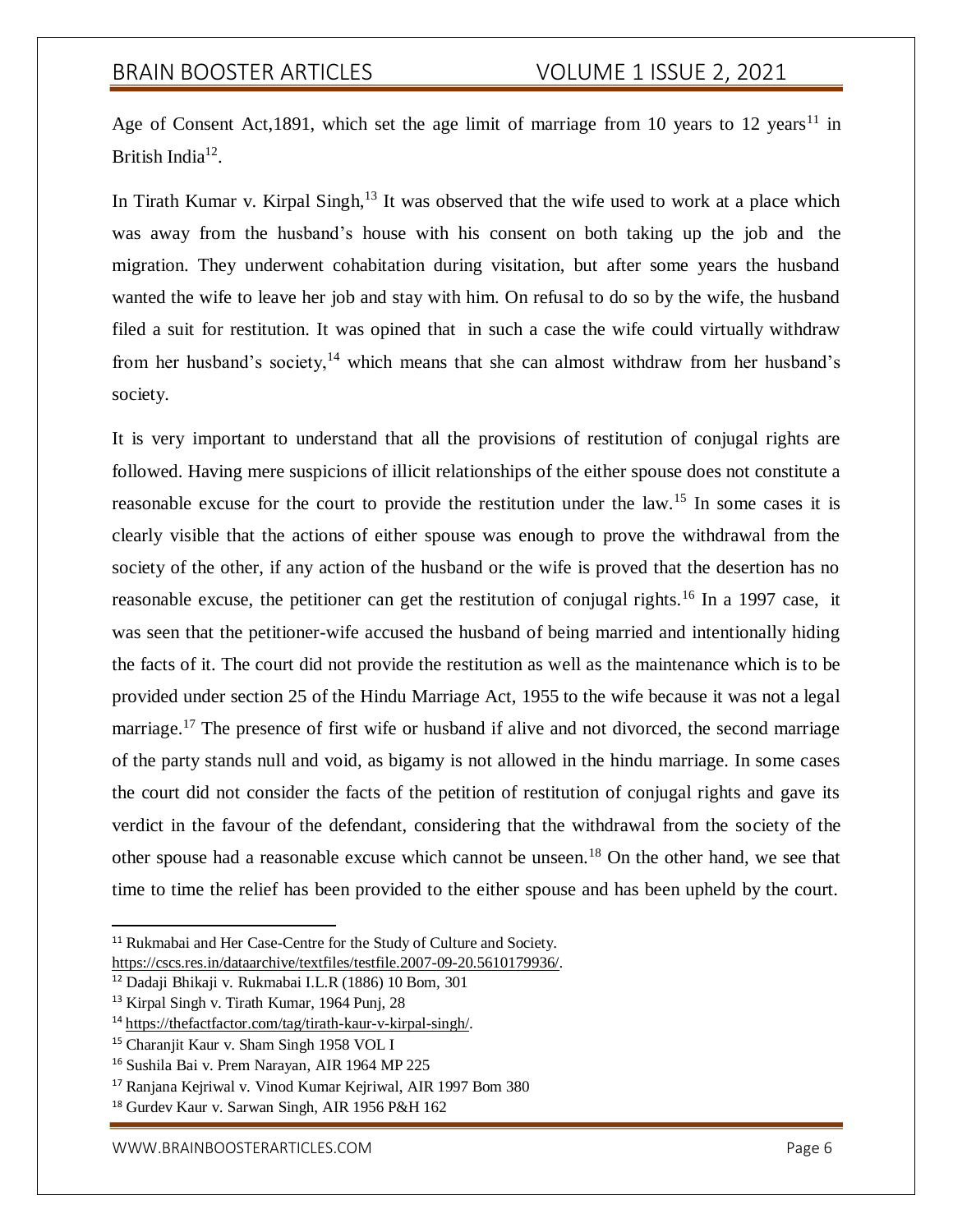Age of Consent Act,1891, which set the age limit of marriage from 10 years to 12 years[11] in British India[12].

In Tirath Kumar v. Kirpal Singh,[13] It was observed that the wife used to work at a place which was away from the husband's house with his consent on both taking up the job and the migration. They underwent cohabitation during visitation, but after some years the husband wanted the wife to leave her job and stay with him. On refusal to do so by the wife, the husband filed a suit for restitution. It was opined that in such a case the wife could virtually withdraw from her husband's society,[14] which means that she can almost withdraw from her husband's society.

It is very important to understand that all the provisions of restitution of conjugal rights are followed. Having mere suspicions of illicit relationships of the either spouse does not constitute a reasonable excuse for the court to provide the restitution under the law.[15] In some cases it is clearly visible that the actions of either spouse was enough to prove the withdrawal from the society of the other, if any action of the husband or the wife is proved that the desertion has no reasonable excuse, the petitioner can get the restitution of conjugal rights.[16] In a 1997 case, it was seen that the petitioner-wife accused the husband of being married and intentionally hiding the facts of it. The court did not provide the restitution as well as the maintenance which is to be provided under section 25 of the Hindu Marriage Act, 1955 to the wife because it was not a legal marriage.[17] The presence of first wife or husband if alive and not divorced, the second marriage of the party stands null and void, as bigamy is not allowed in the hindu marriage. In some cases the court did not consider the facts of the petition of restitution of conjugal rights and gave its verdict in the favour of the defendant, considering that the withdrawal from the society of the other spouse had a reasonable excuse which cannot be unseen.[18] On the other hand, we see that time to time the relief has been provided to the either spouse and has been upheld by the court.

---

[11] Rukmabai and Her Case-Centre for the Study of Culture and Society. https://cscs.res.in/dataarchive/textfiles/testfile.2007-09-20.5610179936/.

[12] Dadaji Bhikaji v. Rukmabai I.L.R (1886) 10 Bom, 301

[13] Kirpal Singh v. Tirath Kumar, 1964 Punj, 28

[14] https://thefactfactor.com/tag/tirath-kaur-v-kirpal-singh/.

[15] Charanjit Kaur v. Sham Singh 1958 VOL I

[16] Sushila Bai v. Prem Narayan, AIR 1964 MP 225

[17] Ranjana Kejriwal v. Vinod Kumar Kejriwal, AIR 1997 Bom 380

[18] Gurdev Kaur v. Sarwan Singh, AIR 1956 P&H 162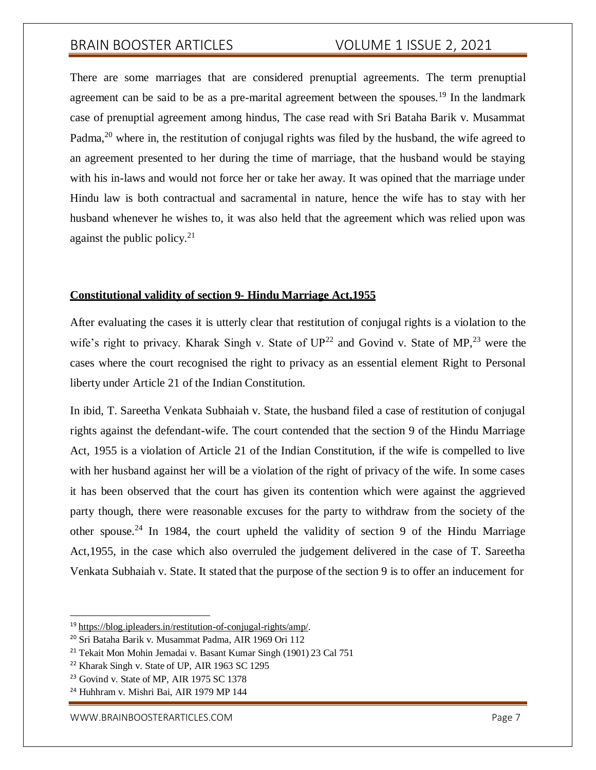There are some marriages that are considered prenuptial agreements. The term prenuptial agreement can be said to be as a pre-marital agreement between the spouses.[19] In the landmark case of prenuptial agreement among hindus, The case read with Sri Bataha Barik v. Musammat Padma,[20] where in, the restitution of conjugal rights was filed by the husband, the wife agreed to an agreement presented to her during the time of marriage, that the husband would be staying with his in-laws and would not force her or take her away. It was opined that the marriage under Hindu law is both contractual and sacramental in nature, hence the wife has to stay with her husband whenever he wishes to, it was also held that the agreement which was relied upon was against the public policy.[21]

**Constitutional validity of section 9- Hindu Marriage Act,1955**

After evaluating the cases it is utterly clear that restitution of conjugal rights is a violation to the wife's right to privacy. Kharak Singh v. State of UP[22] and Govind v. State of MP,[23] were the cases where the court recognised the right to privacy as an essential element Right to Personal liberty under Article 21 of the Indian Constitution.

In ibid, T. Sareetha Venkata Subhaiah v. State, the husband filed a case of restitution of conjugal rights against the defendant-wife. The court contended that the section 9 of the Hindu Marriage Act, 1955 is a violation of Article 21 of the Indian Constitution, if the wife is compelled to live with her husband against her will be a violation of the right of privacy of the wife. In some cases it has been observed that the court has given its contention which were against the aggrieved party though, there were reasonable excuses for the party to withdraw from the society of the other spouse.[24] In 1984, the court upheld the validity of section 9 of the Hindu Marriage Act,1955, in the case which also overruled the judgement delivered in the case of T. Sareetha Venkata Subhaiah v. State. It stated that the purpose of the section 9 is to offer an inducement for

---

[19] https://blog.ipleaders.in/restitution-of-conjugal-rights/amp/.

[20] Sri Bataha Barik v. Musammat Padma, AIR 1969 Ori 112

[21] Tekait Mon Mohin Jemadai v. Basant Kumar Singh (1901) 23 Cal 751

[22] Kharak Singh v. State of UP, AIR 1963 SC 1295

[23] Govind v. State of MP, AIR 1975 SC 1378

[24] Huhhram v. Mishri Bai, AIR 1979 MP 144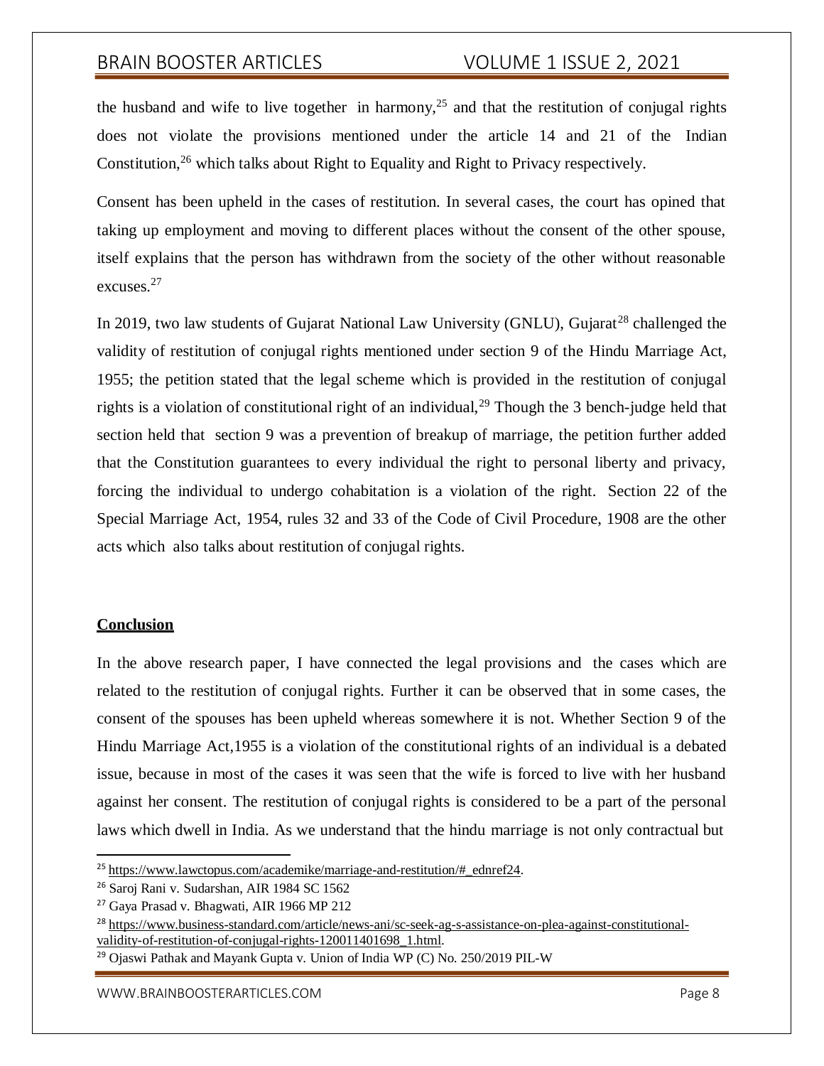the husband and wife to live together in harmony,[25] and that the restitution of conjugal rights does not violate the provisions mentioned under the article 14 and 21 of the Indian Constitution,[26] which talks about Right to Equality and Right to Privacy respectively.

Consent has been upheld in the cases of restitution. In several cases, the court has opined that taking up employment and moving to different places without the consent of the other spouse, itself explains that the person has withdrawn from the society of the other without reasonable excuses.[27]

In 2019, two law students of Gujarat National Law University (GNLU), Gujarat[28] challenged the validity of restitution of conjugal rights mentioned under section 9 of the Hindu Marriage Act, 1955; the petition stated that the legal scheme which is provided in the restitution of conjugal rights is a violation of constitutional right of an individual,[29] Though the 3 bench-judge held that section held that section 9 was a prevention of breakup of marriage, the petition further added that the Constitution guarantees to every individual the right to personal liberty and privacy, forcing the individual to undergo cohabitation is a violation of the right. Section 22 of the Special Marriage Act, 1954, rules 32 and 33 of the Code of Civil Procedure, 1908 are the other acts which also talks about restitution of conjugal rights.

## Conclusion

In the above research paper, I have connected the legal provisions and the cases which are related to the restitution of conjugal rights. Further it can be observed that in some cases, the consent of the spouses has been upheld whereas somewhere it is not. Whether Section 9 of the Hindu Marriage Act,1955 is a violation of the constitutional rights of an individual is a debated issue, because in most of the cases it was seen that the wife is forced to live with her husband against her consent. The restitution of conjugal rights is considered to be a part of the personal laws which dwell in India. As we understand that the hindu marriage is not only contractual but

---

[25] https://www.lawctopus.com/academike/marriage-and-restitution/#_ednref24.

[26] Saroj Rani v. Sudarshan, AIR 1984 SC 1562

[27] Gaya Prasad v. Bhagwati, AIR 1966 MP 212

[28] https://www.business-standard.com/article/news-ani/sc-seek-ag-s-assistance-on-plea-against-constitutional-validity-of-restitution-of-conjugal-rights-120011401698_1.html.

[29] Ojaswi Pathak and Mayank Gupta v. Union of India WP (C) No. 250/2019 PIL-W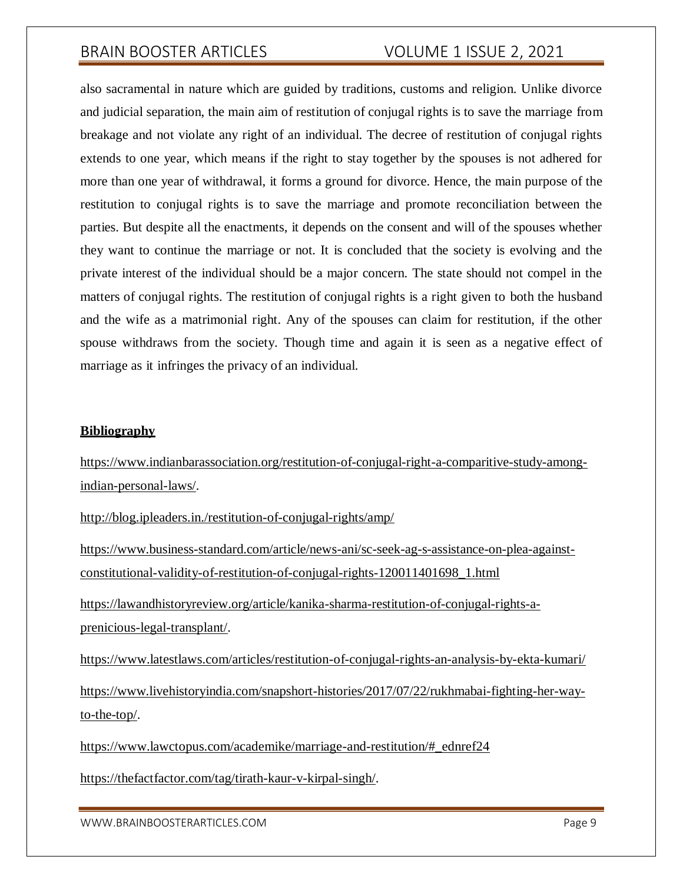also sacramental in nature which are guided by traditions, customs and religion. Unlike divorce and judicial separation, the main aim of restitution of conjugal rights is to save the marriage from breakage and not violate any right of an individual. The decree of restitution of conjugal rights extends to one year, which means if the right to stay together by the spouses is not adhered for more than one year of withdrawal, it forms a ground for divorce. Hence, the main purpose of the restitution to conjugal rights is to save the marriage and promote reconciliation between the parties. But despite all the enactments, it depends on the consent and will of the spouses whether they want to continue the marriage or not. It is concluded that the society is evolving and the private interest of the individual should be a major concern. The state should not compel in the matters of conjugal rights. The restitution of conjugal rights is a right given to both the husband and the wife as a matrimonial right. Any of the spouses can claim for restitution, if the other spouse withdraws from the society. Though time and again it is seen as a negative effect of marriage as it infringes the privacy of an individual.

**Bibliography**

https://www.indianbarassociation.org/restitution-of-conjugal-right-a-comparitive-study-among-indian-personal-laws/.

http://blog.ipleaders.in./restitution-of-conjugal-rights/amp/

https://www.business-standard.com/article/news-ani/sc-seek-ag-s-assistance-on-plea-against-constitutional-validity-of-restitution-of-conjugal-rights-120011401698_1.html

https://lawandhistoryreview.org/article/kanika-sharma-restitution-of-conjugal-rights-a-prenicious-legal-transplant/.

https://www.latestlaws.com/articles/restitution-of-conjugal-rights-an-analysis-by-ekta-kumari/

https://www.livehistoryindia.com/snapshort-histories/2017/07/22/rukhmabai-fighting-her-way-to-the-top/.

https://www.lawctopus.com/academike/marriage-and-restitution/#_ednref24

https://thefactfactor.com/tag/tirath-kaur-v-kirpal-singh/.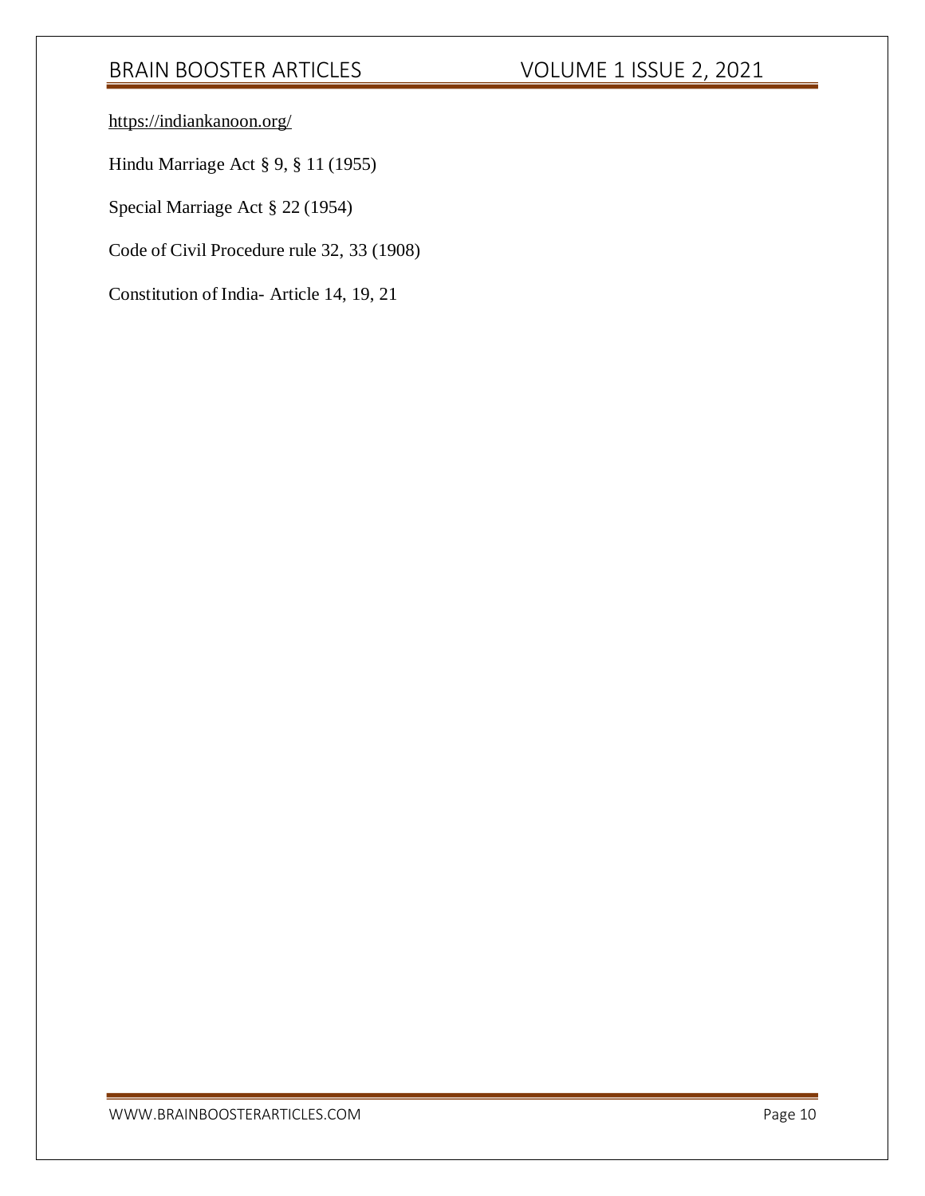https://indiankanoon.org/

Hindu Marriage Act § 9, § 11 (1955)

Special Marriage Act § 22 (1954)

Code of Civil Procedure rule 32, 33 (1908)

Constitution of India- Article 14, 19, 21